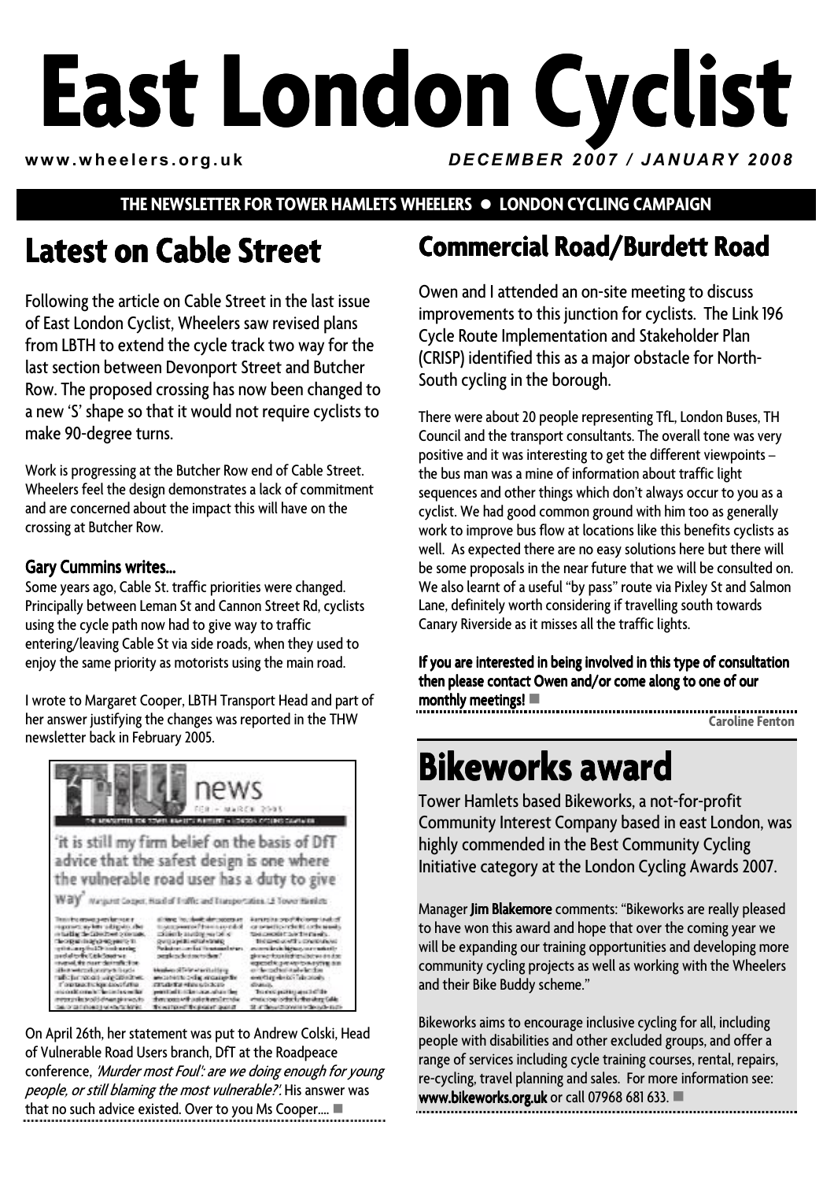# East London Cyclist

**www.wheelers.org.uk** *DECEMBER 2007 / JANUARY 2008*

**THE NEWSLETTER FOR TOWER HAMLETS WHEELERS • LONDON CYCLING CAMPAIGN**

## Latest on Cable Street

Following the article on Cable Street in the last issue of East London Cyclist, Wheelers saw revised plans from LBTH to extend the cycle track two way for the last section between Devonport Street and Butcher Row. The proposed crossing has now been changed to a new 'S' shape so that it would not require cyclists to make 90-degree turns.

Work is progressing at the Butcher Row end of Cable Street. Wheelers feel the design demonstrates a lack of commitment and are concerned about the impact this will have on the crossing at Butcher Row.

### Gary Cummins writes...

Some years ago, Cable St. traffic priorities were changed. Principally between Leman St and Cannon Street Rd, cyclists using the cycle path now had to give way to traffic entering/leaving Cable St via side roads, when they used to enjoy the same priority as motorists using the main road.

I wrote to Margaret Cooper, LBTH Transport Head and part of her answer justifying the changes was reported in the THW newsletter back in February 2005.

'it is still my firm belief on the basis of DfT advice that the safest design is one where the vulnerable road user has a duty to give way'

On April 26th, her statement was put to Andrew Colski, Head of Vulnerable Road Users branch, DfT at the Roadpeace conference, *'Murder most Foul': are we doing enough for young people, or still blaming the most vulnerable?'*. His answer was that no such advice existed. Over to you Ms Cooper.... ■

## Commercial Road/Burdett Road

Owen and I attended an on-site meeting to discuss improvements to this junction for cyclists. The Link 196 Cycle Route Implementation and Stakeholder Plan (CRISP) identified this as a major obstacle for North-South cycling in the borough.

There were about 20 people representing TfL, London Buses, TH Council and the transport consultants. The overall tone was very positive and it was interesting to get the different viewpoints – the bus man was a mine of information about traffic light sequences and other things which don't always occur to you as a cyclist. We had good common ground with him too as generally work to improve bus flow at locations like this benefits cyclists as well. As expected there are no easy solutions here but there will be some proposals in the near future that we will be consulted on. We also learnt of a useful "by pass" route via Pixley St and Salmon Lane, definitely worth considering if travelling south towards Canary Riverside as it misses all the traffic lights.

**If you are interested in being involved in this type of consultation then please contact Owen and/or come along to one of our monthly meetings!** ■

**Caroline Fenton**

## Bikeworks award

Tower Hamlets based Bikeworks, a not-for-profit Community Interest Company based in east London, was highly commended in the Best Community Cycling Initiative category at the London Cycling Awards 2007.

Manager **Jim Blakemore** comments: "Bikeworks are really pleased to have won this award and hope that over the coming year we will be expanding our training opportunities and developing more community cycling projects as well as working with the Wheelers and their Bike Buddy scheme."

Bikeworks aims to encourage inclusive cycling for all, including people with disabilities and other excluded groups, and offer a range of services including cycle training courses, rental, repairs, re-cycling, travel planning and sales. For more information see: **www.bikeworks.org.uk** or call 07968 681 633. ■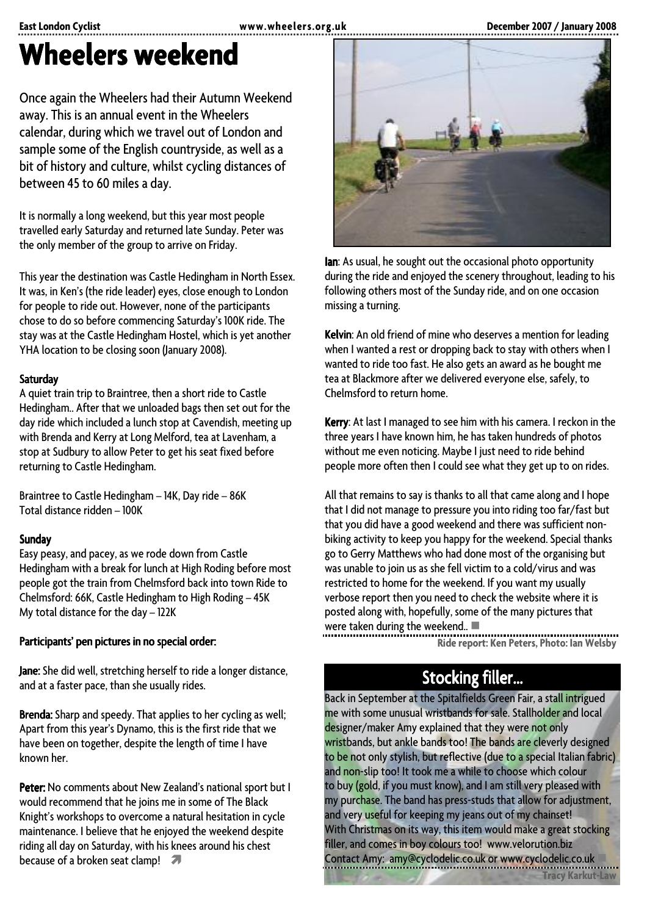# Wheelers weekend

Once again the Wheelers had their Autumn Weekend away. This is an annual event in the Wheelers calendar, during which we travel out of London and sample some of the English countryside, as well as a bit of history and culture, whilst cycling distances of between 45 to 60 miles a day.

It is normally a long weekend, but this year most people travelled early Saturday and returned late Sunday. Peter was the only member of the group to arrive on Friday.

This year the destination was Castle Hedingham in North Essex. It was, in Ken's (the ride leader) eyes, close enough to London for people to ride out. However, none of the participants chose to do so before commencing Saturday's 100K ride. The stay was at the Castle Hedingham Hostel, which is yet another YHA location to be closing soon (January 2008).

**Saturday**

A quiet train trip to Braintree, then a short ride to Castle Hedingham.. After that we unloaded bags then set out for the day ride which included a lunch stop at Cavendish, meeting up with Brenda and Kerry at Long Melford, tea at Lavenham, a stop at Sudbury to allow Peter to get his seat fixed before returning to Castle Hedingham.

Braintree to Castle Hedingham – 14K, Day ride – 86K
Total distance ridden – 100K

**Sunday**

Easy peasy, and pacey, as we rode down from Castle Hedingham with a break for lunch at High Roding before most people got the train from Chelmsford back into town Ride to Chelmsford: 66K, Castle Hedingham to High Roding – 45K
My total distance for the day – 122K

**Participants' pen pictures in no special order:**

**Jane:** She did well, stretching herself to ride a longer distance, and at a faster pace, than she usually rides.

**Brenda:** Sharp and speedy. That applies to her cycling as well; Apart from this year's Dynamo, this is the first ride that we have been on together, despite the length of time I have known her.

**Peter:** No comments about New Zealand's national sport but I would recommend that he joins me in some of The Black Knight's workshops to overcome a natural hesitation in cycle maintenance. I believe that he enjoyed the weekend despite riding all day on Saturday, with his knees around his chest because of a broken seat clamp!

**Ian**: As usual, he sought out the occasional photo opportunity during the ride and enjoyed the scenery throughout, leading to his following others most of the Sunday ride, and on one occasion missing a turning.

**Kelvin**: An old friend of mine who deserves a mention for leading when I wanted a rest or dropping back to stay with others when I wanted to ride too fast. He also gets an award as he bought me tea at Blackmore after we delivered everyone else, safely, to Chelmsford to return home.

**Kerry**: At last I managed to see him with his camera. I reckon in the three years I have known him, he has taken hundreds of photos without me even noticing. Maybe I just need to ride behind people more often then I could see what they get up to on rides.

All that remains to say is thanks to all that came along and I hope that I did not manage to pressure you into riding too far/fast but that you did have a good weekend and there was sufficient non-biking activity to keep you happy for the weekend. Special thanks go to Gerry Matthews who had done most of the organising but was unable to join us as she fell victim to a cold/virus and was restricted to home for the weekend. If you want my usually verbose report then you need to check the website where it is posted along with, hopefully, some of the many pictures that were taken during the weekend..

Ride report: Ken Peters, Photo: Ian Welsby

## Stocking filler...

Back in September at the Spitalfields Green Fair, a stall intrigued me with some unusual wristbands for sale. Stallholder and local designer/maker Amy explained that they were not only wristbands, but ankle bands too! The bands are cleverly designed to be not only stylish, but reflective (due to a special Italian fabric) and non-slip too! It took me a while to choose which colour to buy (gold, if you must know), and I am still very pleased with my purchase. The band has press-studs that allow for adjustment, and very useful for keeping my jeans out of my chainset! With Christmas on its way, this item would make a great stocking filler, and comes in boy colours too! www.velorution.biz
Contact Amy: amy@cyclodelic.co.uk or www.cyclodelic.co.uk

Tracy Karkut-Law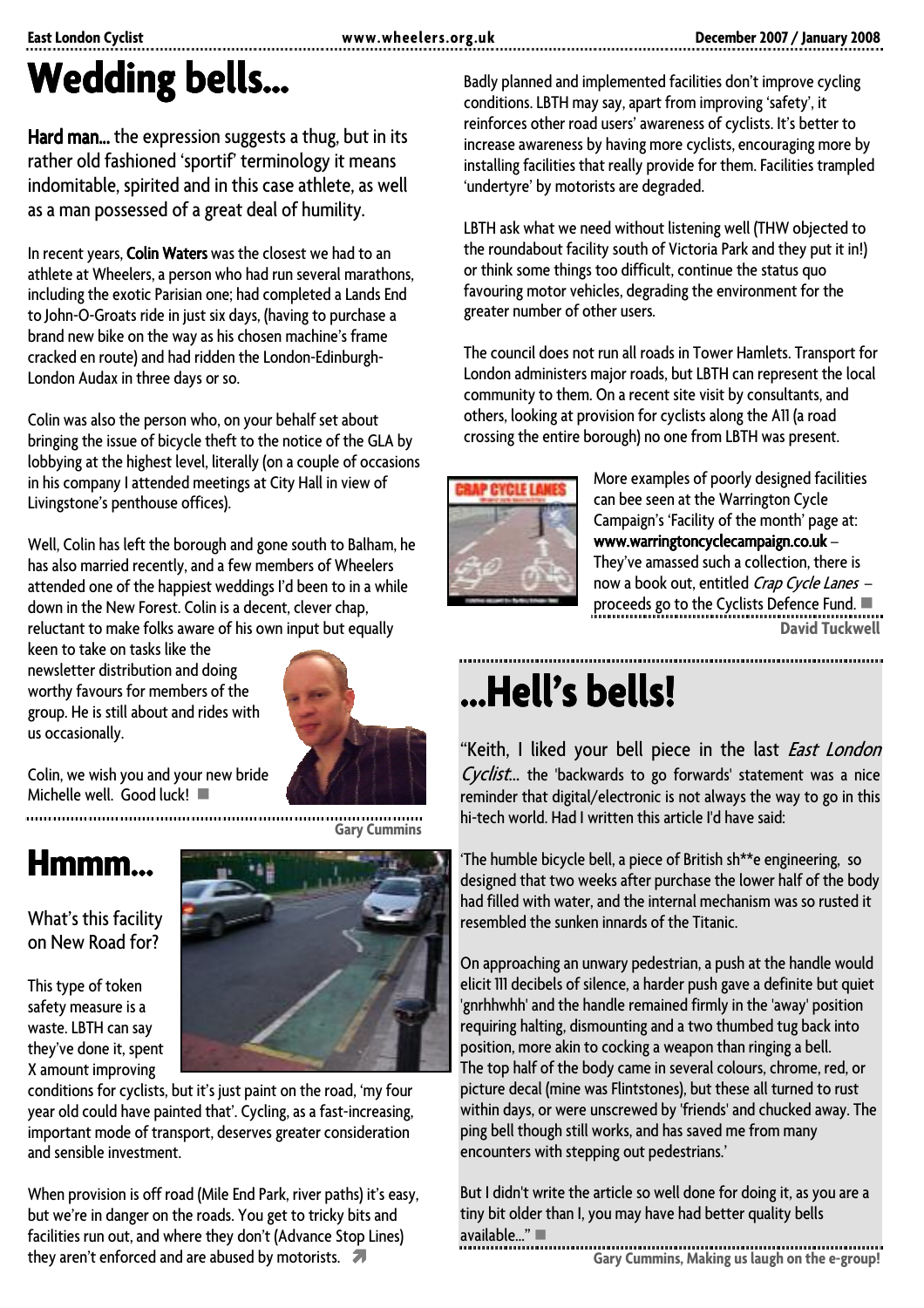# Wedding bells...

**Hard man...** the expression suggests a thug, but in its rather old fashioned 'sportif' terminology it means indomitable, spirited and in this case athlete, as well as a man possessed of a great deal of humility.

In recent years, **Colin Waters** was the closest we had to an athlete at Wheelers, a person who had run several marathons, including the exotic Parisian one; had completed a Lands End to John-O-Groats ride in just six days, (having to purchase a brand new bike on the way as his chosen machine's frame cracked en route) and had ridden the London-Edinburgh-London Audax in three days or so.

Colin was also the person who, on your behalf set about bringing the issue of bicycle theft to the notice of the GLA by lobbying at the highest level, literally (on a couple of occasions in his company I attended meetings at City Hall in view of Livingstone's penthouse offices).

Well, Colin has left the borough and gone south to Balham, he has also married recently, and a few members of Wheelers attended one of the happiest weddings I'd been to in a while down in the New Forest. Colin is a decent, clever chap, reluctant to make folks aware of his own input but equally keen to take on tasks like the newsletter distribution and doing worthy favours for members of the group. He is still about and rides with us occasionally.

Colin, we wish you and your new bride Michelle well. Good luck! ■

**Gary Cummins**

# Hmmm...

What's this facility on New Road for?

This type of token safety measure is a waste. LBTH can say they've done it, spent X amount improving conditions for cyclists, but it's just paint on the road, 'my four year old could have painted that'. Cycling, as a fast-increasing, important mode of transport, deserves greater consideration and sensible investment.

When provision is off road (Mile End Park, river paths) it's easy, but we're in danger on the roads. You get to tricky bits and facilities run out, and where they don't (Advance Stop Lines) they aren't enforced and are abused by motorists.

Badly planned and implemented facilities don't improve cycling conditions. LBTH may say, apart from improving 'safety', it reinforces other road users' awareness of cyclists. It's better to increase awareness by having more cyclists, encouraging more by installing facilities that really provide for them. Facilities trampled 'undertyre' by motorists are degraded.

LBTH ask what we need without listening well (THW objected to the roundabout facility south of Victoria Park and they put it in!) or think some things too difficult, continue the status quo favouring motor vehicles, degrading the environment for the greater number of other users.

The council does not run all roads in Tower Hamlets. Transport for London administers major roads, but LBTH can represent the local community to them. On a recent site visit by consultants, and others, looking at provision for cyclists along the A11 (a road crossing the entire borough) no one from LBTH was present.

More examples of poorly designed facilities can bee seen at the Warrington Cycle Campaign's 'Facility of the month' page at: **www.warringtoncyclecampaign.co.uk** – They've amassed such a collection, there is now a book out, entitled *Crap Cycle Lanes* – proceeds go to the Cyclists Defence Fund. ■

**David Tuckwell**

# ...Hell's bells!

"Keith, I liked your bell piece in the last *East London Cyclist*... the 'backwards to go forwards' statement was a nice reminder that digital/electronic is not always the way to go in this hi-tech world. Had I written this article I'd have said:

'The humble bicycle bell, a piece of British sh**e engineering, so designed that two weeks after purchase the lower half of the body had filled with water, and the internal mechanism was so rusted it resembled the sunken innards of the Titanic.

On approaching an unwary pedestrian, a push at the handle would elicit 111 decibels of silence, a harder push gave a definite but quiet 'gnrhhwhh' and the handle remained firmly in the 'away' position requiring halting, dismounting and a two thumbed tug back into position, more akin to cocking a weapon than ringing a bell. The top half of the body came in several colours, chrome, red, or picture decal (mine was Flintstones), but these all turned to rust within days, or were unscrewed by 'friends' and chucked away. The ping bell though still works, and has saved me from many encounters with stepping out pedestrians.'

But I didn't write the article so well done for doing it, as you are a tiny bit older than I, you may have had better quality bells available..." ■

**Gary Cummins, Making us laugh on the e-group!**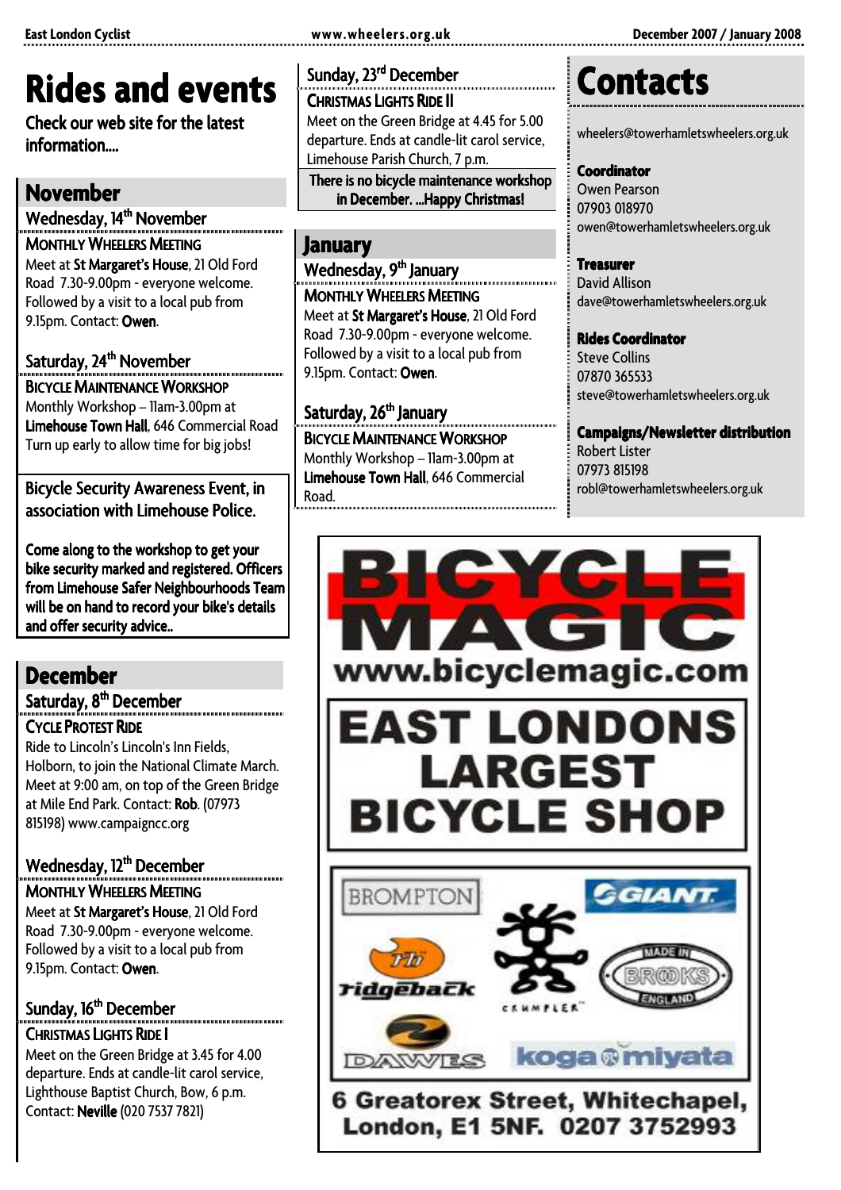# Rides and events

**Check our web site for the latest information....**

## November

### Wednesday, 14th November

**MONTHLY WHEELERS MEETING**

Meet at **St Margaret's House**, 21 Old Ford Road 7.30-9.00pm - everyone welcome. Followed by a visit to a local pub from 9.15pm. Contact: **Owen**.

### Saturday, 24th November

**BICYCLE MAINTENANCE WORKSHOP**

Monthly Workshop – 11am-3.00pm at **Limehouse Town Hall**, 646 Commercial Road Turn up early to allow time for big jobs!

**Bicycle Security Awareness Event, in association with Limehouse Police.**

**Come along to the workshop to get your bike security marked and registered. Officers from Limehouse Safer Neighbourhoods Team will be on hand to record your bike's details and offer security advice..**

## December

### Saturday, 8th December

**CYCLE PROTEST RIDE**

Ride to Lincoln's Lincoln's Inn Fields, Holborn, to join the National Climate March. Meet at 9:00 am, on top of the Green Bridge at Mile End Park. Contact: **Rob**. (07973 815198) www.campaigncc.org

### Wednesday, 12th December

**MONTHLY WHEELERS MEETING**

Meet at **St Margaret's House**, 21 Old Ford Road 7.30-9.00pm - everyone welcome. Followed by a visit to a local pub from 9.15pm. Contact: **Owen**.

### Sunday, 16th December

**CHRISTMAS LIGHTS RIDE I**

Meet on the Green Bridge at 3.45 for 4.00 departure. Ends at candle-lit carol service, Lighthouse Baptist Church, Bow, 6 p.m. Contact: **Neville** (020 7537 7821)

### Sunday, 23rd December

**CHRISTMAS LIGHTS RIDE II**

Meet on the Green Bridge at 4.45 for 5.00 departure. Ends at candle-lit carol service, Limehouse Parish Church, 7 p.m.

**There is no bicycle maintenance workshop in December. ...Happy Christmas!**

## January

### Wednesday, 9th January

**MONTHLY WHEELERS MEETING**

Meet at **St Margaret's House**, 21 Old Ford Road 7.30-9.00pm - everyone welcome. Followed by a visit to a local pub from 9.15pm. Contact: **Owen**.

### Saturday, 26th January

**BICYCLE MAINTENANCE WORKSHOP**

Monthly Workshop – 11am-3.00pm at **Limehouse Town Hall**, 646 Commercial Road.

# Contacts

wheelers@towerhamletswheelers.org.uk

**Coordinator**
Owen Pearson
07903 018970
owen@towerhamletswheelers.org.uk

**Treasurer**
David Allison
dave@towerhamletswheelers.org.uk

**Rides Coordinator**
Steve Collins
07870 365533
steve@towerhamletswheelers.org.uk

**Campaigns/Newsletter distribution**
Robert Lister
07973 815198
robl@towerhamletswheelers.org.uk

**BICYCLE MAGIC**

**www.bicyclemagic.com**

**EAST LONDONS LARGEST BICYCLE SHOP**

BROMPTON · GIANT · ridgeback · CRUMPLER · BROOKS (MADE IN ENGLAND) · DAWES · koga miyata

**6 Greatorex Street, Whitechapel, London, E1 5NF. 0207 3752993**